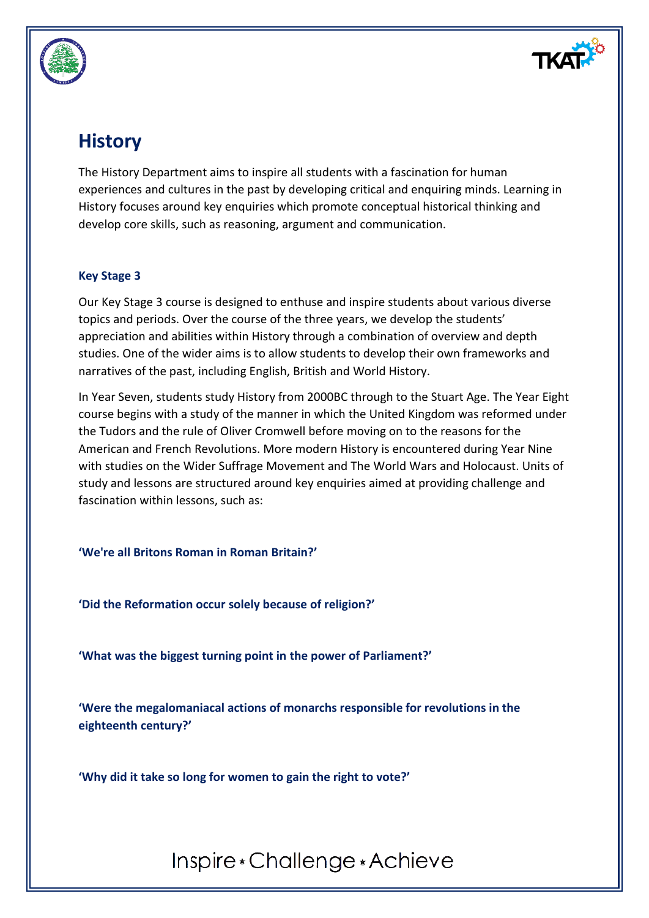# History

The History Department aims to inspire all students with a fascination for human experiences and cultures in the past by developing critical and enquiring minds. Learning in History focuses around key enquiries which promote conceptual historical thinking and develop core skills, such as reasoning, argument and communication.

### Key Stage 3

Our Key Stage 3 course is designed to enthuse and inspire students about various diverse topics and periods. Over the course of the three years, we develop the students' appreciation and abilities within History through a combination of overview and depth studies. One of the wider aims is to allow students to develop their own frameworks and narratives of the past, including English, British and World History.

In Year Seven, students study History from 2000BC through to the Stuart Age. The Year Eight course begins with a study of the manner in which the United Kingdom was reformed under the Tudors and the rule of Oliver Cromwell before moving on to the reasons for the American and French Revolutions. More modern History is encountered during Year Nine with studies on the Wider Suffrage Movement and The World Wars and Holocaust. Units of study and lessons are structured around key enquiries aimed at providing challenge and fascination within lessons, such as:

**'We're all Britons Roman in Roman Britain?'**

**'Did the Reformation occur solely because of religion?'**

**'What was the biggest turning point in the power of Parliament?'**

**'Were the megalomaniacal actions of monarchs responsible for revolutions in the eighteenth century?'**

**'Why did it take so long for women to gain the right to vote?'**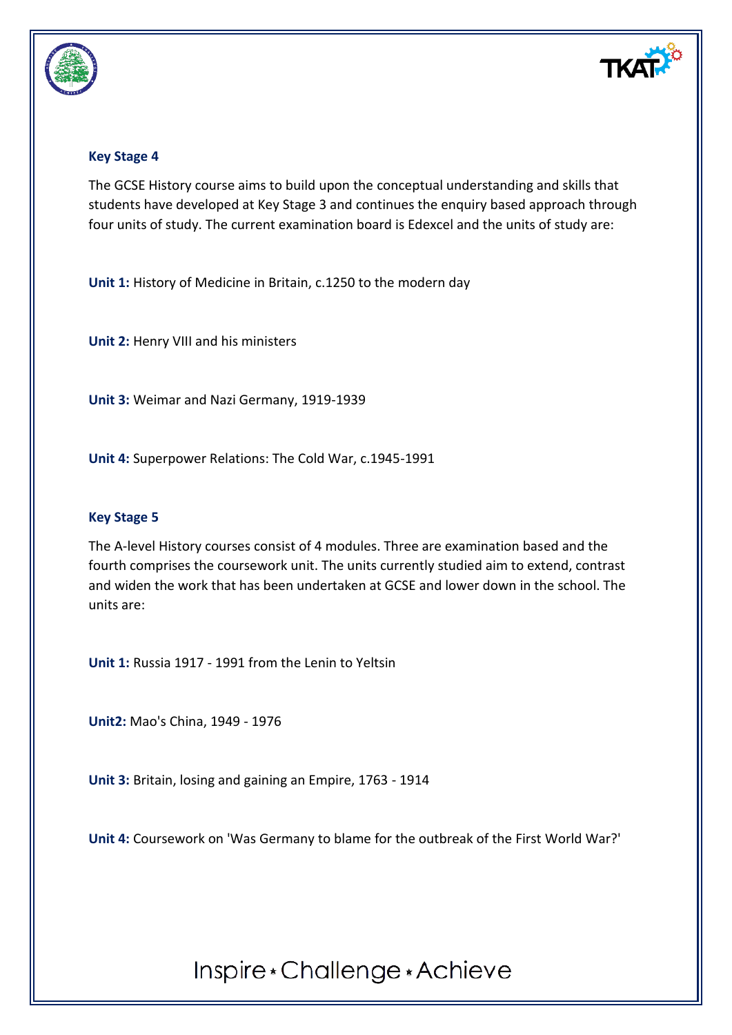## Key Stage 4

The GCSE History course aims to build upon the conceptual understanding and skills that students have developed at Key Stage 3 and continues the enquiry based approach through four units of study. The current examination board is Edexcel and the units of study are:

**Unit 1:** History of Medicine in Britain, c.1250 to the modern day

**Unit 2:** Henry VIII and his ministers

**Unit 3:** Weimar and Nazi Germany, 1919-1939

**Unit 4:** Superpower Relations: The Cold War, c.1945-1991

## Key Stage 5

The A-level History courses consist of 4 modules. Three are examination based and the fourth comprises the coursework unit. The units currently studied aim to extend, contrast and widen the work that has been undertaken at GCSE and lower down in the school. The units are:

**Unit 1:** Russia 1917 - 1991 from the Lenin to Yeltsin

**Unit2:** Mao's China, 1949 - 1976

**Unit 3:** Britain, losing and gaining an Empire, 1763 - 1914

**Unit 4:** Coursework on 'Was Germany to blame for the outbreak of the First World War?'